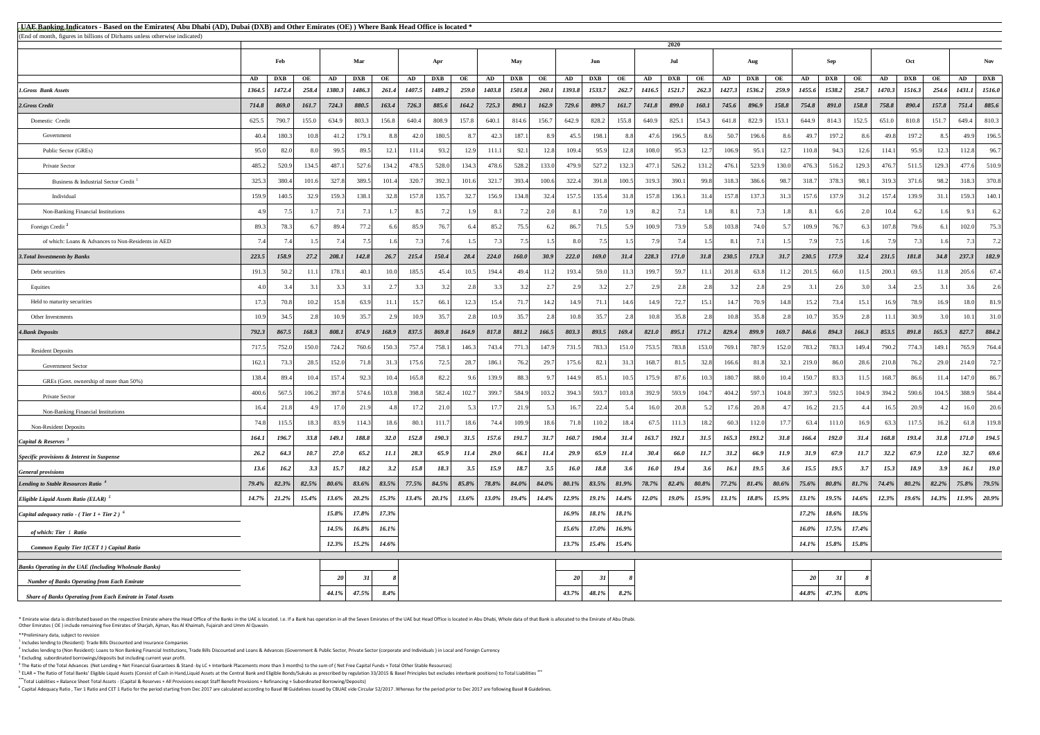# UAE Banking Indicators - Based on the Emirates( Abu Dhabi (AD), Dubai (DXB) and Other Emirates (OE) ) Where Bank Head Office is located *

(End of month, figures in billions of Dirhams unless otherwise indicated)

| | 2020 | | | | | | | | | | | | | | | | | | | | | | | | | | | | | |
|---|---|---|---|---|---|---|---|---|---|---|---|---|---|---|---|---|---|---|---|---|---|---|---|---|---|---|---|---|---|---|
| | Feb | | | Mar | | | Apr | | | May | | | Jun | | | Jul | | | Aug | | | Sep | | | Oct | | | Nov | |
| | AD | DXB | OE | AD | DXB | OE | AD | DXB | OE | AD | DXB | OE | AD | DXB | OE | AD | DXB | OE | AD | DXB | OE | AD | DXB | OE | AD | DXB | OE | AD | DXB |
| *1.Gross Bank Assets* | *1364.5* | *1472.4* | *258.4* | *1380.3* | *1486.3* | *261.4* | *1407.5* | *1489.2* | *259.0* | *1403.8* | *1501.8* | *260.1* | *1393.8* | *1533.7* | *262.7* | *1416.5* | *1521.7* | *262.3* | *1427.3* | *1536.2* | *259.9* | *1455.6* | *1538.2* | *258.7* | *1470.3* | *1516.3* | *254.6* | *1431.1* | *1516.0* |
| *2.Gross Credit* | *714.8* | *869.0* | *161.7* | *724.3* | *880.5* | *163.4* | *726.3* | *885.6* | *164.2* | *725.3* | *890.1* | *162.9* | *729.6* | *899.7* | *161.7* | *741.8* | *899.0* | *160.1* | *745.6* | *896.9* | *158.8* | *754.8* | *891.0* | *158.8* | *758.8* | *890.4* | *157.8* | *751.4* | *885.6* |
| Domestic Credit | 625.5 | 790.7 | 155.0 | 634.9 | 803.3 | 156.8 | 640.4 | 808.9 | 157.8 | 640.1 | 814.6 | 156.7 | 642.9 | 828.2 | 155.8 | 640.9 | 825.1 | 154.3 | 641.8 | 822.9 | 153.1 | 644.9 | 814.3 | 152.5 | 651.0 | 810.8 | 151.7 | 649.4 | 810.3 |
| Government | 40.4 | 180.3 | 10.8 | 41.2 | 179.1 | 8.8 | 42.0 | 180.5 | 8.7 | 42.3 | 187.1 | 8.9 | 45.5 | 198.1 | 8.8 | 47.6 | 196.5 | 8.6 | 50.7 | 196.6 | 8.6 | 49.7 | 197.2 | 8.6 | 49.8 | 197.2 | 8.5 | 49.9 | 196.5 |
| Public Sector (GREs) | 95.0 | 82.0 | 8.0 | 99.5 | 89.5 | 12.1 | 111.4 | 93.2 | 12.9 | 111.1 | 92.1 | 12.8 | 109.4 | 95.9 | 12.8 | 108.0 | 95.3 | 12.7 | 106.9 | 95.1 | 12.7 | 110.8 | 94.3 | 12.6 | 114.1 | 95.9 | 12.3 | 112.8 | 96.7 |
| Private Sector | 485.2 | 520.9 | 134.5 | 487.1 | 527.6 | 134.2 | 478.5 | 528.0 | 134.3 | 478.6 | 528.2 | 133.0 | 479.9 | 527.2 | 132.3 | 477.1 | 526.2 | 131.2 | 476.1 | 523.9 | 130.0 | 476.3 | 516.2 | 129.3 | 476.7 | 511.5 | 129.3 | 477.6 | 510.9 |
| Business & Industrial Sector Credit [1] | 325.3 | 380.4 | 101.6 | 327.8 | 389.5 | 101.4 | 320.7 | 392.3 | 101.6 | 321.7 | 393.4 | 100.6 | 322.4 | 391.8 | 100.5 | 319.3 | 390.1 | 99.8 | 318.3 | 386.6 | 98.7 | 318.7 | 378.3 | 98.1 | 319.3 | 371.6 | 98.2 | 318.3 | 370.8 |
| Individual | 159.9 | 140.5 | 32.9 | 159.3 | 138.1 | 32.8 | 157.8 | 135.7 | 32.7 | 156.9 | 134.8 | 32.4 | 157.5 | 135.4 | 31.8 | 157.8 | 136.1 | 31.4 | 157.8 | 137.3 | 31.3 | 157.6 | 137.9 | 31.2 | 157.4 | 139.9 | 31.1 | 159.3 | 140.1 |
| Non-Banking Financial Institutions | 4.9 | 7.5 | 1.7 | 7.1 | 7.1 | 1.7 | 8.5 | 7.2 | 1.9 | 8.1 | 7.2 | 2.0 | 8.1 | 7.0 | 1.9 | 8.2 | 7.1 | 1.8 | 8.1 | 7.3 | 1.8 | 8.1 | 6.6 | 2.0 | 10.4 | 6.2 | 1.6 | 9.1 | 6.2 |
| Foreign Credit [2] | 89.3 | 78.3 | 6.7 | 89.4 | 77.2 | 6.6 | 85.9 | 76.7 | 6.4 | 85.2 | 75.5 | 6.2 | 86.7 | 71.5 | 5.9 | 100.9 | 73.9 | 5.8 | 103.8 | 74.0 | 5.7 | 109.9 | 76.7 | 6.3 | 107.8 | 79.6 | 6.1 | 102.0 | 75.3 |
| of which: Loans & Advances to Non-Residents in AED | 7.4 | 7.4 | 1.5 | 7.4 | 7.5 | 1.6 | 7.3 | 7.6 | 1.5 | 7.3 | 7.5 | 1.5 | 8.0 | 7.5 | 1.5 | 7.9 | 7.4 | 1.5 | 8.1 | 7.1 | 1.5 | 7.9 | 7.5 | 1.6 | 7.9 | 7.3 | 1.6 | 7.3 | 7.2 |
| *3.Total Investments by Banks* | *223.5* | *158.9* | *27.2* | *208.1* | *142.8* | *26.7* | *215.4* | *150.4* | *28.4* | *224.0* | *160.0* | *30.9* | *222.0* | *169.0* | *31.4* | *228.3* | *171.0* | *31.8* | *230.5* | *173.3* | *31.7* | *230.5* | *177.9* | *32.4* | *231.5* | *181.8* | *34.8* | *237.3* | *182.9* |
| Debt securities | 191.3 | 50.2 | 11.1 | 178.1 | 40.1 | 10.0 | 185.5 | 45.4 | 10.5 | 194.4 | 49.4 | 11.2 | 193.4 | 59.0 | 11.3 | 199.7 | 59.7 | 11.1 | 201.8 | 63.8 | 11.2 | 201.5 | 66.0 | 11.5 | 200.1 | 69.5 | 11.8 | 205.6 | 67.4 |
| Equities | 4.0 | 3.4 | 3.1 | 3.3 | 3.1 | 2.7 | 3.3 | 3.2 | 2.8 | 3.3 | 3.2 | 2.7 | 2.9 | 3.2 | 2.7 | 2.9 | 2.8 | 2.8 | 3.2 | 2.8 | 2.9 | 3.1 | 2.6 | 3.0 | 3.4 | 2.5 | 3.1 | 3.6 | 2.6 |
| Held to maturity securities | 17.3 | 70.8 | 10.2 | 15.8 | 63.9 | 11.1 | 15.7 | 66.1 | 12.3 | 15.4 | 71.7 | 14.2 | 14.9 | 71.1 | 14.6 | 14.9 | 72.7 | 15.1 | 14.7 | 70.9 | 14.8 | 15.2 | 73.4 | 15.1 | 16.9 | 78.9 | 16.9 | 18.0 | 81.9 |
| Other Investments | 10.9 | 34.5 | 2.8 | 10.9 | 35.7 | 2.9 | 10.9 | 35.7 | 2.8 | 10.9 | 35.7 | 2.8 | 10.8 | 35.7 | 2.8 | 10.8 | 35.8 | 2.8 | 10.8 | 35.8 | 2.8 | 10.7 | 35.9 | 2.8 | 11.1 | 30.9 | 3.0 | 10.1 | 31.0 |
| *4.Bank Deposits* | *792.3* | *867.5* | *168.3* | *808.1* | *874.9* | *168.9* | *837.5* | *869.8* | *164.9* | *817.8* | *881.2* | *166.5* | *803.3* | *893.5* | *169.4* | *821.0* | *895.1* | *171.2* | *829.4* | *899.9* | *169.7* | *846.6* | *894.3* | *166.3* | *853.5* | *891.8* | *165.3* | *827.7* | *884.2* |
| Resident Deposits | 717.5 | 752.0 | 150.0 | 724.2 | 760.6 | 150.3 | 757.4 | 758.1 | 146.3 | 743.4 | 771.3 | 147.9 | 731.5 | 783.3 | 151.0 | 753.5 | 783.8 | 153.0 | 769.1 | 787.9 | 152.0 | 783.2 | 783.3 | 149.4 | 790.2 | 774.3 | 149.1 | 765.9 | 764.4 |
| Government Sector | 162.1 | 73.3 | 28.5 | 152.0 | 71.8 | 31.3 | 175.6 | 72.5 | 28.7 | 186.1 | 76.2 | 29.7 | 175.6 | 82.1 | 31.3 | 168.7 | 81.5 | 32.8 | 166.6 | 81.8 | 32.1 | 219.0 | 86.0 | 28.6 | 210.8 | 76.2 | 29.0 | 214.0 | 72.7 |
| GREs (Govt. ownership of more than 50%) | 138.4 | 89.4 | 10.4 | 157.4 | 92.3 | 10.4 | 165.8 | 82.2 | 9.6 | 139.9 | 88.3 | 9.7 | 144.9 | 85.1 | 10.5 | 175.9 | 87.6 | 10.3 | 180.7 | 88.0 | 10.4 | 150.7 | 83.3 | 11.5 | 168.7 | 86.6 | 11.4 | 147.0 | 86.7 |
| Private Sector | 400.6 | 567.5 | 106.2 | 397.8 | 574.6 | 103.8 | 398.8 | 582.4 | 102.7 | 399.7 | 584.9 | 103.2 | 394.3 | 593.7 | 103.8 | 392.9 | 593.9 | 104.7 | 404.2 | 597.3 | 104.8 | 397.3 | 592.5 | 104.9 | 394.2 | 590.6 | 104.5 | 388.9 | 584.4 |
| Non-Banking Financial Institutions | 16.4 | 21.8 | 4.9 | 17.0 | 21.9 | 4.8 | 17.2 | 21.0 | 5.3 | 17.7 | 21.9 | 5.3 | 16.7 | 22.4 | 5.4 | 16.0 | 20.8 | 5.2 | 17.6 | 20.8 | 4.7 | 16.2 | 21.5 | 4.4 | 16.5 | 20.9 | 4.2 | 16.0 | 20.6 |
| Non-Resident Deposits | 74.8 | 115.5 | 18.3 | 83.9 | 114.3 | 18.6 | 80.1 | 111.7 | 18.6 | 74.4 | 109.9 | 18.6 | 71.8 | 110.2 | 18.4 | 67.5 | 111.3 | 18.2 | 60.3 | 112.0 | 17.7 | 63.4 | 111.0 | 16.9 | 63.3 | 117.5 | 16.2 | 61.8 | 119.8 |
| *Capital & Reserves [3]* | *164.1* | *196.7* | *33.8* | *149.1* | *188.8* | *32.0* | *152.8* | *190.3* | *31.5* | *157.6* | *191.7* | *31.7* | *160.7* | *190.4* | *31.4* | *163.7* | *192.1* | *31.5* | *165.3* | *193.2* | *31.8* | *166.4* | *192.0* | *31.4* | *168.8* | *193.4* | *31.8* | *171.0* | *194.5* |
| *Specific provisions & Interest in Suspense* | *26.2* | *64.3* | *10.7* | *27.0* | *65.2* | *11.1* | *28.3* | *65.9* | *11.4* | *29.0* | *66.1* | *11.4* | *29.9* | *65.9* | *11.4* | *30.4* | *66.0* | *11.7* | *31.2* | *66.9* | *11.9* | *31.9* | *67.9* | *11.7* | *32.2* | *67.9* | *12.0* | *32.7* | *69.6* |
| *General provisions* | *13.6* | *16.2* | *3.3* | *15.7* | *18.2* | *3.2* | *15.8* | *18.3* | *3.5* | *15.9* | *18.7* | *3.5* | *16.0* | *18.8* | *3.6* | *16.0* | *19.4* | *3.6* | *16.1* | *19.5* | *3.6* | *15.5* | *19.5* | *3.7* | *15.3* | *18.9* | *3.9* | *16.1* | *19.0* |
| *Lending to Stable Resources Ratio [4]* | *79.4%* | *82.3%* | *82.5%* | *80.6%* | *83.6%* | *83.5%* | *77.5%* | *84.5%* | *85.8%* | *78.8%* | *84.0%* | *84.0%* | *80.1%* | *83.5%* | *81.9%* | *78.7%* | *82.4%* | *80.8%* | *77.2%* | *81.4%* | *80.6%* | *75.6%* | *80.8%* | *81.7%* | *74.4%* | *80.2%* | *82.2%* | *75.8%* | *79.5%* |
| *Eligible Liquid Assets Ratio (ELAR) [5]* | *14.7%* | *21.2%* | *15.4%* | *13.6%* | *20.2%* | *15.3%* | *13.4%* | *20.1%* | *13.6%* | *13.0%* | *19.4%* | *14.4%* | *12.9%* | *19.1%* | *14.4%* | *12.0%* | *19.0%* | *15.9%* | *13.1%* | *18.8%* | *15.9%* | *13.1%* | *19.5%* | *14.6%* | *12.3%* | *19.6%* | *14.3%* | *11.9%* | *20.9%* |
| *Capital adequacy ratio - ( Tier 1 + Tier 2 ) [6]* | | | | *15.8%* | *17.8%* | *17.3%* | | | | | | | *16.9%* | *18.1%* | *18.1%* | | | | | | | *17.2%* | *18.6%* | *18.5%* | | | | | |
| *of which: Tier 1 Ratio* | | | | *14.5%* | *16.8%* | *16.1%* | | | | | | | *15.6%* | *17.0%* | *16.9%* | | | | | | | *16.0%* | *17.5%* | *17.4%* | | | | | |
| *Common Equity Tier 1(CET 1 ) Capital Ratio* | | | | *12.3%* | *15.2%* | *14.6%* | | | | | | | *13.7%* | *15.4%* | *15.4%* | | | | | | | *14.1%* | *15.8%* | *15.8%* | | | | | |
| *Banks Operating in the UAE (Including Wholesale Banks)* | | | | | | | | | | | | | | | | | | | | | | | | | | | | | |
| *Number of Banks Operating from Each Emirate* | | | | *20* | *31* | *8* | | | | | | | *20* | *31* | *8* | | | | | | | *20* | *31* | *8* | | | | | |
| *Share of Banks Operating from Each Emirate in Total Assets* | | | | *44.1%* | *47.5%* | *8.4%* | | | | | | | *43.7%* | *48.1%* | *8.2%* | | | | | | | *44.8%* | *47.3%* | *8.0%* | | | | | |

\* Emirate wise data is distributed based on the respective Emirate where the Head Office of the Banks in the UAE is located. I.e. If a Bank has operation in all the Seven Emirates of the UAE but Head Office is located in Abu Dhabi, Whole data of that Bank is allocated to the Emirate of Abu Dhabi.
Other Emirates ( OE ) include remaining five Emirates of Sharjah, Ajman, Ras Al Khaimah, Fujairah and Umm Al Quwain.

**Preliminary data, subject to revision

[1] Includes lending to (Resident): Trade Bills Discounted and Insurance Companies

[2] Includes lending to (Non Resident): Loans to Non Banking Financial Institutions, Trade Bills Discounted and Loans & Advances (Government & Public Sector, Private Sector (corporate and individuals) in Local and Foreign Currency

[3] Excluding subordinated borrowings/deposits but including current year profit.

[4] The Ratio of the Total Advances (Net Lending + Net Financial Guarantees & Stand -by LC + Interbank Placements more than 3 months) to the sum of ( Net Free Capital Funds + Total Other Stable Resources)

[5] ELAR = The Ratio of Total Banks' Eligible Liquid Assets (Consist of Cash in Hand,Liquid Assets at the Central Bank and Eligible Bonds/Sukuks as prescribed by regulation 33/2015 & Basel Principles but excludes interbank positions) to Total Liabilities ***

***Total Liabilities = Balance Sheet Total Assets - (Capital & Reserves + All Provisions except Staff Benefit Provisions + Refinancing + Subordinated Borrowing/Deposits)

[6] Capital Adequacy Ratio , Tier 1 Ratio and CET 1 Ratio for the period starting from Dec 2017 are calculated according to Basel III Guidelines issued by CBUAE vide Circular 52/2017 .Whereas for the period prior to Dec 2017 are following Basel II Guidelines.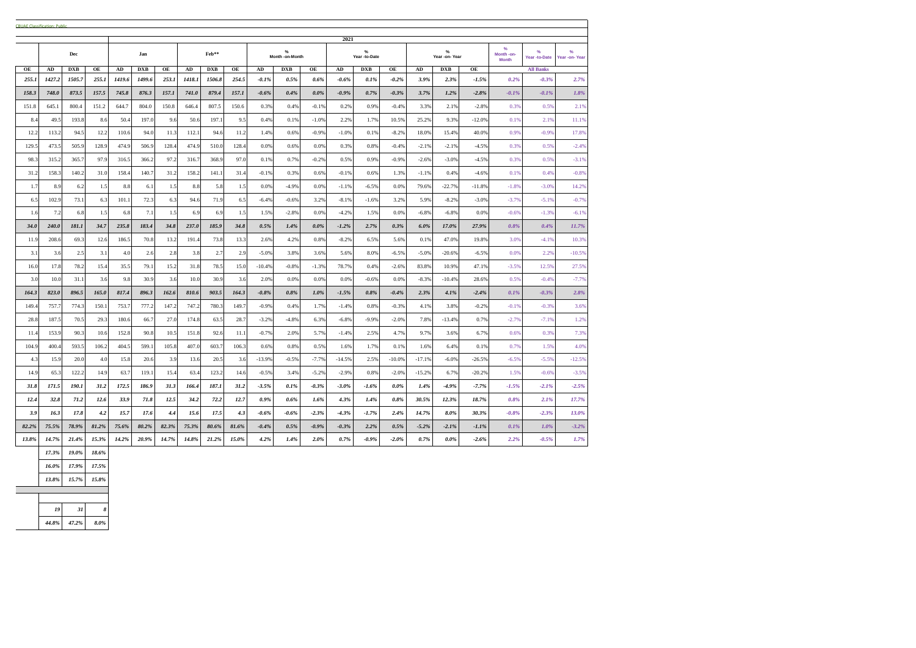| | 2021 | | | | | | | | | | | | | | | | | | | | |
|---|---|---|---|---|---|---|---|---|---|---|---|---|---|---|---|---|---|---|---|---|---|
| | Dec | | | Jan | | | Feb** | | | % Month -on-Month | | | % Year -to-Date | | | % Year -on- Year | | | % Month -on-Month | % Year -to-Date | % Year -on- Year |
| OE | AD | DXB | OE | AD | DXB | OE | AD | DXB | OE | AD | DXB | OE | AD | DXB | OE | AD | DXB | OE | All Banks | | |
| *255.1* | *1427.2* | *1505.7* | *255.1* | *1419.6* | *1499.6* | *253.1* | *1418.1* | *1506.8* | *254.5* | *-0.1%* | *0.5%* | *0.6%* | *-0.6%* | *0.1%* | *-0.2%* | *3.9%* | *2.3%* | *-1.5%* | *0.2%* | *-0.3%* | *2.7%* |
| *158.3* | *748.0* | *873.5* | *157.5* | *745.8* | *876.3* | *157.1* | *741.0* | *879.4* | *157.1* | *-0.6%* | *0.4%* | *0.0%* | *-0.9%* | *0.7%* | *-0.3%* | *3.7%* | *1.2%* | *-2.8%* | *-0.1%* | *-0.1%* | *1.8%* |
| 151.8 | 645.1 | 800.4 | 151.2 | 644.7 | 804.0 | 150.8 | 646.4 | 807.5 | 150.6 | 0.3% | 0.4% | -0.1% | 0.2% | 0.9% | -0.4% | 3.3% | 2.1% | -2.8% | 0.3% | 0.5% | 2.1% |
| 8.4 | 49.5 | 193.8 | 8.6 | 50.4 | 197.0 | 9.6 | 50.6 | 197.1 | 9.5 | 0.4% | 0.1% | -1.0% | 2.2% | 1.7% | 10.5% | 25.2% | 9.3% | -12.0% | 0.1% | 2.1% | 11.1% |
| 12.2 | 113.2 | 94.5 | 12.2 | 110.6 | 94.0 | 11.3 | 112.1 | 94.6 | 11.2 | 1.4% | 0.6% | -0.9% | -1.0% | 0.1% | -8.2% | 18.0% | 15.4% | 40.0% | 0.9% | -0.9% | 17.8% |
| 129.5 | 473.5 | 505.9 | 128.9 | 474.9 | 506.9 | 128.4 | 474.9 | 510.0 | 128.4 | 0.0% | 0.6% | 0.0% | 0.3% | 0.8% | -0.4% | -2.1% | -2.1% | -4.5% | 0.3% | 0.5% | -2.4% |
| 98.3 | 315.2 | 365.7 | 97.9 | 316.5 | 366.2 | 97.2 | 316.7 | 368.9 | 97.0 | 0.1% | 0.7% | -0.2% | 0.5% | 0.9% | -0.9% | -2.6% | -3.0% | -4.5% | 0.3% | 0.5% | -3.1% |
| 31.2 | 158.3 | 140.2 | 31.0 | 158.4 | 140.7 | 31.2 | 158.2 | 141.1 | 31.4 | -0.1% | 0.3% | 0.6% | -0.1% | 0.6% | 1.3% | -1.1% | 0.4% | -4.6% | 0.1% | 0.4% | -0.8% |
| 1.7 | 8.9 | 6.2 | 1.5 | 8.8 | 6.1 | 1.5 | 8.8 | 5.8 | 1.5 | 0.0% | -4.9% | 0.0% | -1.1% | -6.5% | 0.0% | 79.6% | -22.7% | -11.8% | -1.8% | -3.0% | 14.2% |
| 6.5 | 102.9 | 73.1 | 6.3 | 101.1 | 72.3 | 6.3 | 94.6 | 71.9 | 6.5 | -6.4% | -0.6% | 3.2% | -8.1% | -1.6% | 3.2% | 5.9% | -8.2% | -3.0% | -3.7% | -5.1% | -0.7% |
| 1.6 | 7.2 | 6.8 | 1.5 | 6.8 | 7.1 | 1.5 | 6.9 | 6.9 | 1.5 | 1.5% | -2.8% | 0.0% | -4.2% | 1.5% | 0.0% | -6.8% | -6.8% | 0.0% | -0.6% | -1.3% | -6.1% |
| *34.0* | *240.0* | *181.1* | *34.7* | *235.8* | *183.4* | *34.8* | *237.0* | *185.9* | *34.8* | *0.5%* | *1.4%* | *0.0%* | *-1.2%* | *2.7%* | *0.3%* | *6.0%* | *17.0%* | *27.9%* | *0.8%* | *0.4%* | *11.7%* |
| 11.9 | 208.6 | 69.3 | 12.6 | 186.5 | 70.8 | 13.2 | 191.4 | 73.8 | 13.3 | 2.6% | 4.2% | 0.8% | -8.2% | 6.5% | 5.6% | 0.1% | 47.0% | 19.8% | 3.0% | -4.1% | 10.3% |
| 3.1 | 3.6 | 2.5 | 3.1 | 4.0 | 2.6 | 2.8 | 3.8 | 2.7 | 2.9 | -5.0% | 3.8% | 3.6% | 5.6% | 8.0% | -6.5% | -5.0% | -20.6% | -6.5% | 0.0% | 2.2% | -10.5% |
| 16.0 | 17.8 | 78.2 | 15.4 | 35.5 | 79.1 | 15.2 | 31.8 | 78.5 | 15.0 | -10.4% | -0.8% | -1.3% | 78.7% | 0.4% | -2.6% | 83.8% | 10.9% | 47.1% | -3.5% | 12.5% | 27.5% |
| 3.0 | 10.0 | 31.1 | 3.6 | 9.8 | 30.9 | 3.6 | 10.0 | 30.9 | 3.6 | 2.0% | 0.0% | 0.0% | 0.0% | -0.6% | 0.0% | -8.3% | -10.4% | 28.6% | 0.5% | -0.4% | -7.7% |
| *164.3* | *823.0* | *896.5* | *165.0* | *817.4* | *896.3* | *162.6* | *810.6* | *903.5* | *164.3* | *-0.8%* | *0.8%* | *1.0%* | *-1.5%* | *0.8%* | *-0.4%* | *2.3%* | *4.1%* | *-2.4%* | *0.1%* | *-0.3%* | *2.8%* |
| 149.4 | 757.7 | 774.3 | 150.1 | 753.7 | 777.2 | 147.2 | 747.2 | 780.3 | 149.7 | -0.9% | 0.4% | 1.7% | -1.4% | 0.8% | -0.3% | 4.1% | 3.8% | -0.2% | -0.1% | -0.3% | 3.6% |
| 28.8 | 187.5 | 70.5 | 29.3 | 180.6 | 66.7 | 27.0 | 174.8 | 63.5 | 28.7 | -3.2% | -4.8% | 6.3% | -6.8% | -9.9% | -2.0% | 7.8% | -13.4% | 0.7% | -2.7% | -7.1% | 1.2% |
| 11.4 | 153.9 | 90.3 | 10.6 | 152.8 | 90.8 | 10.5 | 151.8 | 92.6 | 11.1 | -0.7% | 2.0% | 5.7% | -1.4% | 2.5% | 4.7% | 9.7% | 3.6% | 6.7% | 0.6% | 0.3% | 7.3% |
| 104.9 | 400.4 | 593.5 | 106.2 | 404.5 | 599.1 | 105.8 | 407.0 | 603.7 | 106.3 | 0.6% | 0.8% | 0.5% | 1.6% | 1.7% | 0.1% | 1.6% | 6.4% | 0.1% | 0.7% | 1.5% | 4.0% |
| 4.3 | 15.9 | 20.0 | 4.0 | 15.8 | 20.6 | 3.9 | 13.6 | 20.5 | 3.6 | -13.9% | -0.5% | -7.7% | -14.5% | 2.5% | -10.0% | -17.1% | -6.0% | -26.5% | -6.5% | -5.5% | -12.5% |
| 14.9 | 65.3 | 122.2 | 14.9 | 63.7 | 119.1 | 15.4 | 63.4 | 123.2 | 14.6 | -0.5% | 3.4% | -5.2% | -2.9% | 0.8% | -2.0% | -15.2% | 6.7% | -20.2% | 1.5% | -0.6% | -3.5% |
| *31.8* | *171.5* | *190.1* | *31.2* | *172.5* | *186.9* | *31.3* | *166.4* | *187.1* | *31.2* | *-3.5%* | *0.1%* | *-0.3%* | *-3.0%* | *-1.6%* | *0.0%* | *1.4%* | *-4.9%* | *-7.7%* | *-1.5%* | *-2.1%* | *-2.5%* |
| *12.4* | *32.8* | *71.2* | *12.6* | *33.9* | *71.8* | *12.5* | *34.2* | *72.2* | *12.7* | *0.9%* | *0.6%* | *1.6%* | *4.3%* | *1.4%* | *0.8%* | *30.5%* | *12.3%* | *18.7%* | *0.8%* | *2.1%* | *17.7%* |
| *3.9* | *16.3* | *17.8* | *4.2* | *15.7* | *17.6* | *4.4* | *15.6* | *17.5* | *4.3* | *-0.6%* | *-0.6%* | *-2.3%* | *-4.3%* | *-1.7%* | *2.4%* | *14.7%* | *8.0%* | *30.3%* | *-0.8%* | *-2.3%* | *13.0%* |
| *82.2%* | *75.5%* | *78.9%* | *81.2%* | *75.6%* | *80.2%* | *82.3%* | *75.3%* | *80.6%* | *81.6%* | *-0.4%* | *0.5%* | *-0.9%* | *-0.3%* | *2.2%* | *0.5%* | *-5.2%* | *-2.1%* | *-1.1%* | *0.1%* | *1.0%* | *-3.2%* |
| *13.8%* | *14.7%* | *21.4%* | *15.3%* | *14.2%* | *20.9%* | *14.7%* | *14.8%* | *21.2%* | *15.0%* | *4.2%* | *1.4%* | *2.0%* | *0.7%* | *-0.9%* | *-2.0%* | *0.7%* | *0.0%* | *-2.6%* | *2.2%* | *-0.5%* | *1.7%* |
| | *17.3%* | *19.0%* | *18.6%* | | | | | | | | | | | | | | | | | | |
| | *16.0%* | *17.9%* | *17.5%* | | | | | | | | | | | | | | | | | | |
| | *13.8%* | *15.7%* | *15.8%* | | | | | | | | | | | | | | | | | | |
| | | | | | | | | | | | | | | | | | | | | | |
| | *19* | *31* | *8* | | | | | | | | | | | | | | | | | | |
| | *44.8%* | *47.2%* | *8.0%* | | | | | | | | | | | | | | | | | | |